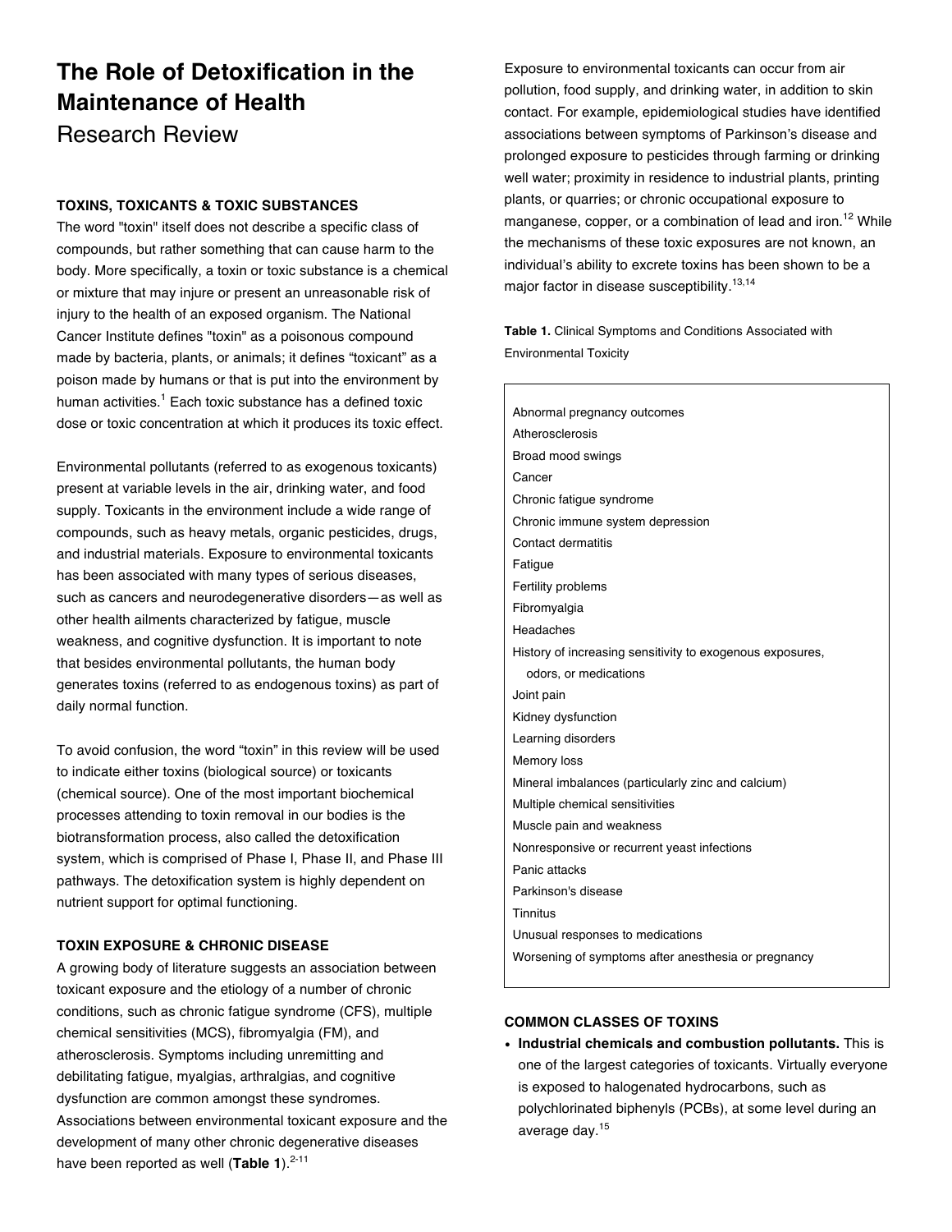# The Role of Detoxification in the Maintenance of Health

## Research Review

### TOXINS, TOXICANTS & TOXIC SUBSTANCES

The word "toxin" itself does not describe a specific class of compounds, but rather something that can cause harm to the body. More specifically, a toxin or toxic substance is a chemical or mixture that may injure or present an unreasonable risk of injury to the health of an exposed organism. The National Cancer Institute defines "toxin" as a poisonous compound made by bacteria, plants, or animals; it defines "toxicant" as a poison made by humans or that is put into the environment by human activities.[1] Each toxic substance has a defined toxic dose or toxic concentration at which it produces its toxic effect.

Environmental pollutants (referred to as exogenous toxicants) present at variable levels in the air, drinking water, and food supply. Toxicants in the environment include a wide range of compounds, such as heavy metals, organic pesticides, drugs, and industrial materials. Exposure to environmental toxicants has been associated with many types of serious diseases, such as cancers and neurodegenerative disorders—as well as other health ailments characterized by fatigue, muscle weakness, and cognitive dysfunction. It is important to note that besides environmental pollutants, the human body generates toxins (referred to as endogenous toxins) as part of daily normal function.

To avoid confusion, the word "toxin" in this review will be used to indicate either toxins (biological source) or toxicants (chemical source). One of the most important biochemical processes attending to toxin removal in our bodies is the biotransformation process, also called the detoxification system, which is comprised of Phase I, Phase II, and Phase III pathways. The detoxification system is highly dependent on nutrient support for optimal functioning.

### TOXIN EXPOSURE & CHRONIC DISEASE

A growing body of literature suggests an association between toxicant exposure and the etiology of a number of chronic conditions, such as chronic fatigue syndrome (CFS), multiple chemical sensitivities (MCS), fibromyalgia (FM), and atherosclerosis. Symptoms including unremitting and debilitating fatigue, myalgias, arthralgias, and cognitive dysfunction are common amongst these syndromes. Associations between environmental toxicant exposure and the development of many other chronic degenerative diseases have been reported as well (**Table 1**).[2-11]

Exposure to environmental toxicants can occur from air pollution, food supply, and drinking water, in addition to skin contact. For example, epidemiological studies have identified associations between symptoms of Parkinson's disease and prolonged exposure to pesticides through farming or drinking well water; proximity in residence to industrial plants, printing plants, or quarries; or chronic occupational exposure to manganese, copper, or a combination of lead and iron.[12] While the mechanisms of these toxic exposures are not known, an individual's ability to excrete toxins has been shown to be a major factor in disease susceptibility.[13,14]

**Table 1.** Clinical Symptoms and Conditions Associated with Environmental Toxicity

| |
|---|
| Abnormal pregnancy outcomes |
| Atherosclerosis |
| Broad mood swings |
| Cancer |
| Chronic fatigue syndrome |
| Chronic immune system depression |
| Contact dermatitis |
| Fatigue |
| Fertility problems |
| Fibromyalgia |
| Headaches |
| History of increasing sensitivity to exogenous exposures, odors, or medications |
| Joint pain |
| Kidney dysfunction |
| Learning disorders |
| Memory loss |
| Mineral imbalances (particularly zinc and calcium) |
| Multiple chemical sensitivities |
| Muscle pain and weakness |
| Nonresponsive or recurrent yeast infections |
| Panic attacks |
| Parkinson's disease |
| Tinnitus |
| Unusual responses to medications |
| Worsening of symptoms after anesthesia or pregnancy |

### COMMON CLASSES OF TOXINS

- **Industrial chemicals and combustion pollutants.** This is one of the largest categories of toxicants. Virtually everyone is exposed to halogenated hydrocarbons, such as polychlorinated biphenyls (PCBs), at some level during an average day.[15]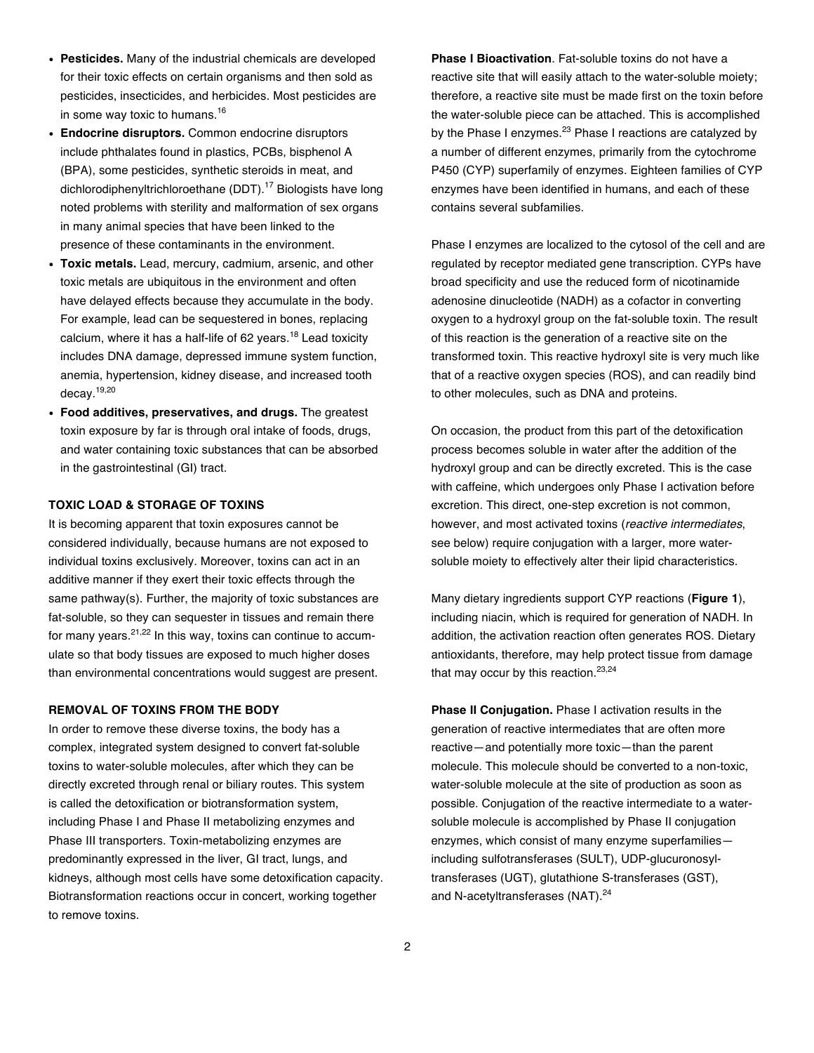- **Pesticides.** Many of the industrial chemicals are developed for their toxic effects on certain organisms and then sold as pesticides, insecticides, and herbicides. Most pesticides are in some way toxic to humans.[16]
- **Endocrine disruptors.** Common endocrine disruptors include phthalates found in plastics, PCBs, bisphenol A (BPA), some pesticides, synthetic steroids in meat, and dichlorodiphenyltrichloroethane (DDT).[17] Biologists have long noted problems with sterility and malformation of sex organs in many animal species that have been linked to the presence of these contaminants in the environment.
- **Toxic metals.** Lead, mercury, cadmium, arsenic, and other toxic metals are ubiquitous in the environment and often have delayed effects because they accumulate in the body. For example, lead can be sequestered in bones, replacing calcium, where it has a half-life of 62 years.[18] Lead toxicity includes DNA damage, depressed immune system function, anemia, hypertension, kidney disease, and increased tooth decay.[19,20]
- **Food additives, preservatives, and drugs.** The greatest toxin exposure by far is through oral intake of foods, drugs, and water containing toxic substances that can be absorbed in the gastrointestinal (GI) tract.

### TOXIC LOAD & STORAGE OF TOXINS

It is becoming apparent that toxin exposures cannot be considered individually, because humans are not exposed to individual toxins exclusively. Moreover, toxins can act in an additive manner if they exert their toxic effects through the same pathway(s). Further, the majority of toxic substances are fat-soluble, so they can sequester in tissues and remain there for many years.[21,22] In this way, toxins can continue to accumulate so that body tissues are exposed to much higher doses than environmental concentrations would suggest are present.

### REMOVAL OF TOXINS FROM THE BODY

In order to remove these diverse toxins, the body has a complex, integrated system designed to convert fat-soluble toxins to water-soluble molecules, after which they can be directly excreted through renal or biliary routes. This system is called the detoxification or biotransformation system, including Phase I and Phase II metabolizing enzymes and Phase III transporters. Toxin-metabolizing enzymes are predominantly expressed in the liver, GI tract, lungs, and kidneys, although most cells have some detoxification capacity. Biotransformation reactions occur in concert, working together to remove toxins.

**Phase I Bioactivation**. Fat-soluble toxins do not have a reactive site that will easily attach to the water-soluble moiety; therefore, a reactive site must be made first on the toxin before the water-soluble piece can be attached. This is accomplished by the Phase I enzymes.[23] Phase I reactions are catalyzed by a number of different enzymes, primarily from the cytochrome P450 (CYP) superfamily of enzymes. Eighteen families of CYP enzymes have been identified in humans, and each of these contains several subfamilies.

Phase I enzymes are localized to the cytosol of the cell and are regulated by receptor mediated gene transcription. CYPs have broad specificity and use the reduced form of nicotinamide adenosine dinucleotide (NADH) as a cofactor in converting oxygen to a hydroxyl group on the fat-soluble toxin. The result of this reaction is the generation of a reactive site on the transformed toxin. This reactive hydroxyl site is very much like that of a reactive oxygen species (ROS), and can readily bind to other molecules, such as DNA and proteins.

On occasion, the product from this part of the detoxification process becomes soluble in water after the addition of the hydroxyl group and can be directly excreted. This is the case with caffeine, which undergoes only Phase I activation before excretion. This direct, one-step excretion is not common, however, and most activated toxins (*reactive intermediates*, see below) require conjugation with a larger, more water-soluble moiety to effectively alter their lipid characteristics.

Many dietary ingredients support CYP reactions (**Figure 1**), including niacin, which is required for generation of NADH. In addition, the activation reaction often generates ROS. Dietary antioxidants, therefore, may help protect tissue from damage that may occur by this reaction.[23,24]

**Phase II Conjugation.** Phase I activation results in the generation of reactive intermediates that are often more reactive—and potentially more toxic—than the parent molecule. This molecule should be converted to a non-toxic, water-soluble molecule at the site of production as soon as possible. Conjugation of the reactive intermediate to a water-soluble molecule is accomplished by Phase II conjugation enzymes, which consist of many enzyme superfamilies—including sulfotransferases (SULT), UDP-glucuronosyltransferases (UGT), glutathione S-transferases (GST), and N-acetyltransferases (NAT).[24]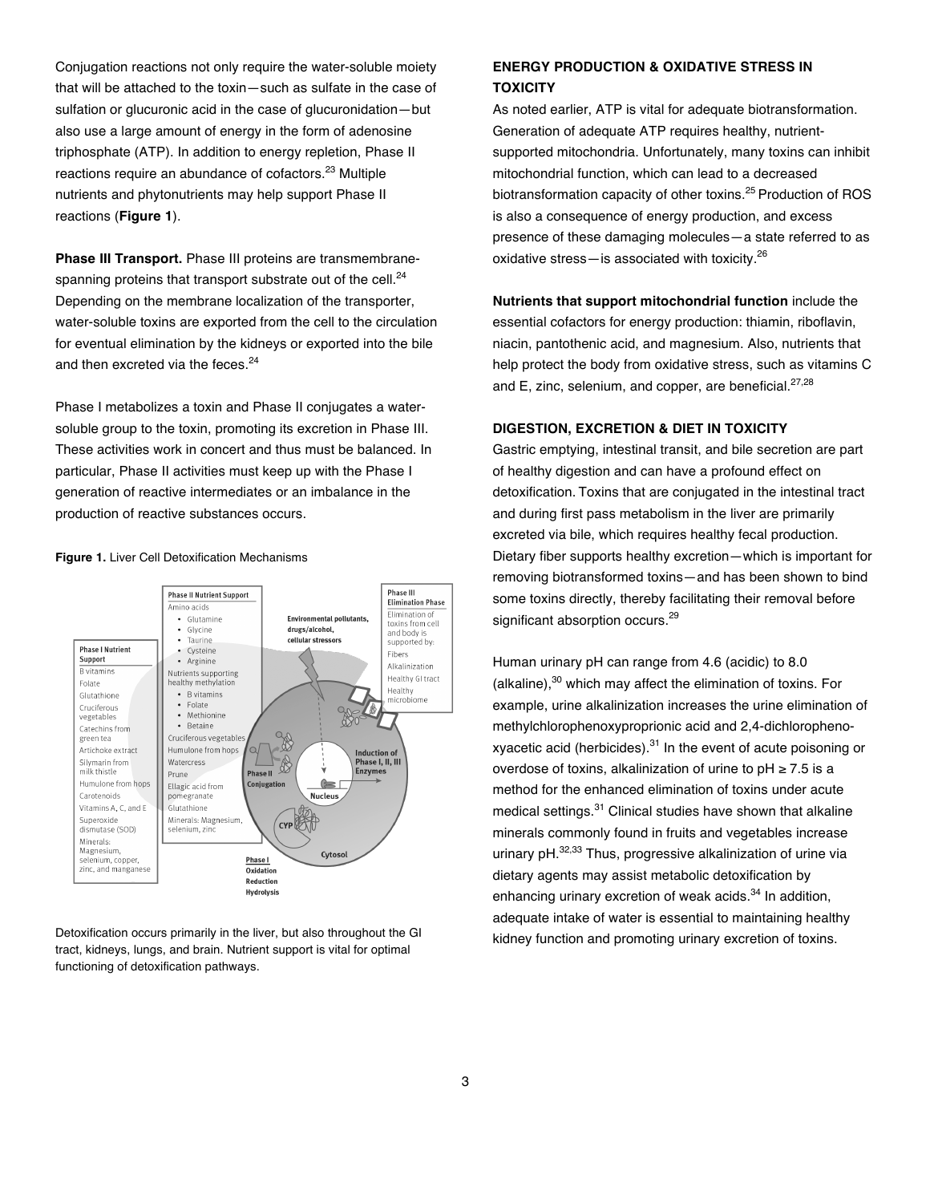Conjugation reactions not only require the water-soluble moiety that will be attached to the toxin—such as sulfate in the case of sulfation or glucuronic acid in the case of glucuronidation—but also use a large amount of energy in the form of adenosine triphosphate (ATP). In addition to energy repletion, Phase II reactions require an abundance of cofactors.[23] Multiple nutrients and phytonutrients may help support Phase II reactions (**Figure 1**).

**Phase III Transport.** Phase III proteins are transmembrane-spanning proteins that transport substrate out of the cell.[24] Depending on the membrane localization of the transporter, water-soluble toxins are exported from the cell to the circulation for eventual elimination by the kidneys or exported into the bile and then excreted via the feces.[24]

Phase I metabolizes a toxin and Phase II conjugates a water-soluble group to the toxin, promoting its excretion in Phase III. These activities work in concert and thus must be balanced. In particular, Phase II activities must keep up with the Phase I generation of reactive intermediates or an imbalance in the production of reactive substances occurs.

**Figure 1.** Liver Cell Detoxification Mechanisms

Detoxification occurs primarily in the liver, but also throughout the GI tract, kidneys, lungs, and brain. Nutrient support is vital for optimal functioning of detoxification pathways.

## ENERGY PRODUCTION & OXIDATIVE STRESS IN TOXICITY

As noted earlier, ATP is vital for adequate biotransformation. Generation of adequate ATP requires healthy, nutrient-supported mitochondria. Unfortunately, many toxins can inhibit mitochondrial function, which can lead to a decreased biotransformation capacity of other toxins.[25] Production of ROS is also a consequence of energy production, and excess presence of these damaging molecules—a state referred to as oxidative stress—is associated with toxicity.[26]

**Nutrients that support mitochondrial function** include the essential cofactors for energy production: thiamin, riboflavin, niacin, pantothenic acid, and magnesium. Also, nutrients that help protect the body from oxidative stress, such as vitamins C and E, zinc, selenium, and copper, are beneficial.[27,28]

## DIGESTION, EXCRETION & DIET IN TOXICITY

Gastric emptying, intestinal transit, and bile secretion are part of healthy digestion and can have a profound effect on detoxification. Toxins that are conjugated in the intestinal tract and during first pass metabolism in the liver are primarily excreted via bile, which requires healthy fecal production. Dietary fiber supports healthy excretion—which is important for removing biotransformed toxins—and has been shown to bind some toxins directly, thereby facilitating their removal before significant absorption occurs.[29]

Human urinary pH can range from 4.6 (acidic) to 8.0 (alkaline),[30] which may affect the elimination of toxins. For example, urine alkalinization increases the urine elimination of methylchlorophenoxyproprionic acid and 2,4-dichloropheno-xyacetic acid (herbicides).[31] In the event of acute poisoning or overdose of toxins, alkalinization of urine to pH $\geq$ 7.5 is a method for the enhanced elimination of toxins under acute medical settings.[31] Clinical studies have shown that alkaline minerals commonly found in fruits and vegetables increase urinary pH.[32,33] Thus, progressive alkalinization of urine via dietary agents may assist metabolic detoxification by enhancing urinary excretion of weak acids.[34] In addition, adequate intake of water is essential to maintaining healthy kidney function and promoting urinary excretion of toxins.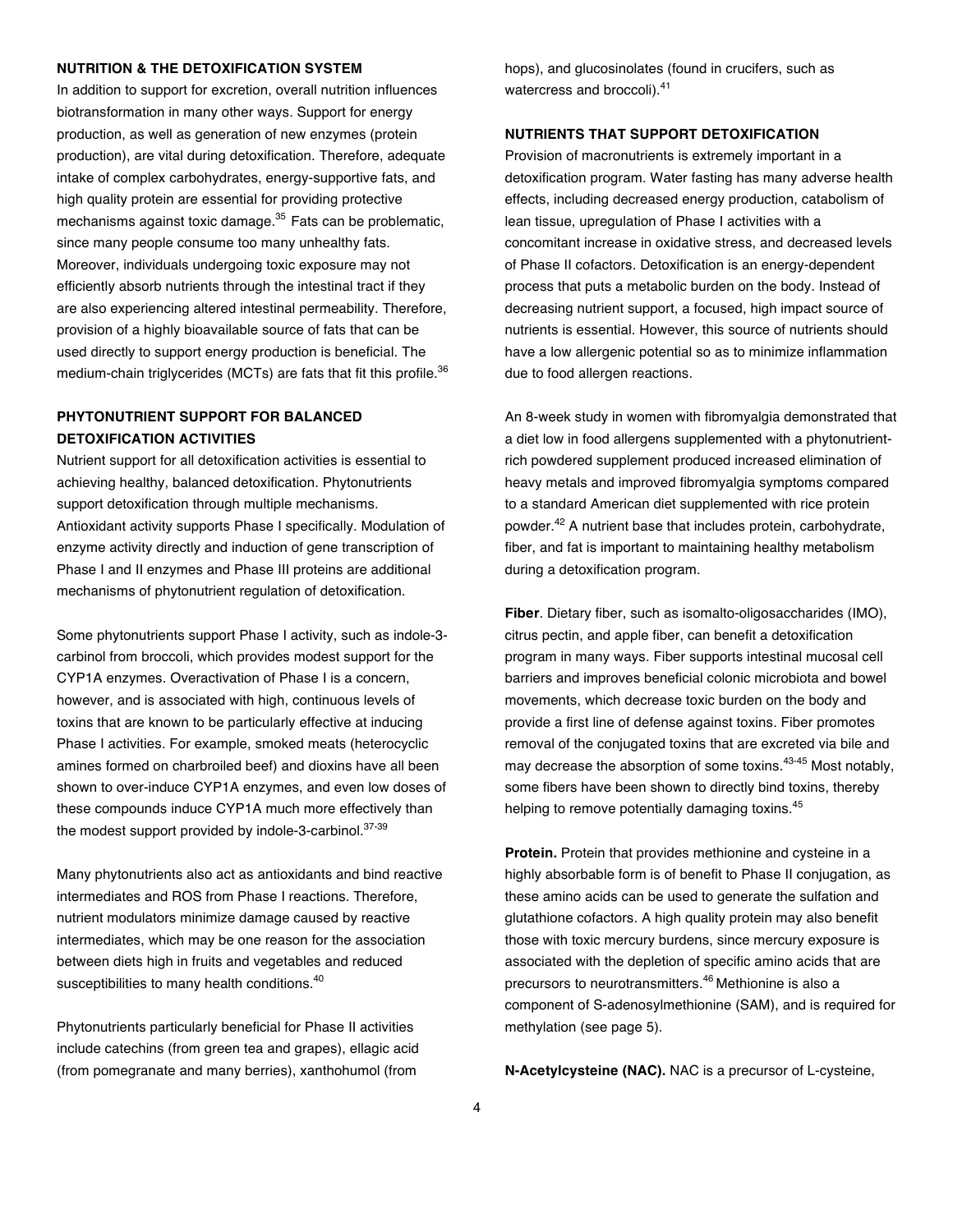## NUTRITION & THE DETOXIFICATION SYSTEM

In addition to support for excretion, overall nutrition influences biotransformation in many other ways. Support for energy production, as well as generation of new enzymes (protein production), are vital during detoxification. Therefore, adequate intake of complex carbohydrates, energy-supportive fats, and high quality protein are essential for providing protective mechanisms against toxic damage.[35] Fats can be problematic, since many people consume too many unhealthy fats. Moreover, individuals undergoing toxic exposure may not efficiently absorb nutrients through the intestinal tract if they are also experiencing altered intestinal permeability. Therefore, provision of a highly bioavailable source of fats that can be used directly to support energy production is beneficial. The medium-chain triglycerides (MCTs) are fats that fit this profile.[36]

## PHYTONUTRIENT SUPPORT FOR BALANCED DETOXIFICATION ACTIVITIES

Nutrient support for all detoxification activities is essential to achieving healthy, balanced detoxification. Phytonutrients support detoxification through multiple mechanisms. Antioxidant activity supports Phase I specifically. Modulation of enzyme activity directly and induction of gene transcription of Phase I and II enzymes and Phase III proteins are additional mechanisms of phytonutrient regulation of detoxification.

Some phytonutrients support Phase I activity, such as indole-3-carbinol from broccoli, which provides modest support for the CYP1A enzymes. Overactivation of Phase I is a concern, however, and is associated with high, continuous levels of toxins that are known to be particularly effective at inducing Phase I activities. For example, smoked meats (heterocyclic amines formed on charbroiled beef) and dioxins have all been shown to over-induce CYP1A enzymes, and even low doses of these compounds induce CYP1A much more effectively than the modest support provided by indole-3-carbinol.[37-39]

Many phytonutrients also act as antioxidants and bind reactive intermediates and ROS from Phase I reactions. Therefore, nutrient modulators minimize damage caused by reactive intermediates, which may be one reason for the association between diets high in fruits and vegetables and reduced susceptibilities to many health conditions.[40]

Phytonutrients particularly beneficial for Phase II activities include catechins (from green tea and grapes), ellagic acid (from pomegranate and many berries), xanthohumol (from hops), and glucosinolates (found in crucifers, such as watercress and broccoli).[41]

## NUTRIENTS THAT SUPPORT DETOXIFICATION

Provision of macronutrients is extremely important in a detoxification program. Water fasting has many adverse health effects, including decreased energy production, catabolism of lean tissue, upregulation of Phase I activities with a concomitant increase in oxidative stress, and decreased levels of Phase II cofactors. Detoxification is an energy-dependent process that puts a metabolic burden on the body. Instead of decreasing nutrient support, a focused, high impact source of nutrients is essential. However, this source of nutrients should have a low allergenic potential so as to minimize inflammation due to food allergen reactions.

An 8-week study in women with fibromyalgia demonstrated that a diet low in food allergens supplemented with a phytonutrient-rich powdered supplement produced increased elimination of heavy metals and improved fibromyalgia symptoms compared to a standard American diet supplemented with rice protein powder.[42] A nutrient base that includes protein, carbohydrate, fiber, and fat is important to maintaining healthy metabolism during a detoxification program.

**Fiber**. Dietary fiber, such as isomalto-oligosaccharides (IMO), citrus pectin, and apple fiber, can benefit a detoxification program in many ways. Fiber supports intestinal mucosal cell barriers and improves beneficial colonic microbiota and bowel movements, which decrease toxic burden on the body and provide a first line of defense against toxins. Fiber promotes removal of the conjugated toxins that are excreted via bile and may decrease the absorption of some toxins.[43-45] Most notably, some fibers have been shown to directly bind toxins, thereby helping to remove potentially damaging toxins.[45]

**Protein.** Protein that provides methionine and cysteine in a highly absorbable form is of benefit to Phase II conjugation, as these amino acids can be used to generate the sulfation and glutathione cofactors. A high quality protein may also benefit those with toxic mercury burdens, since mercury exposure is associated with the depletion of specific amino acids that are precursors to neurotransmitters.[46] Methionine is also a component of S-adenosylmethionine (SAM), and is required for methylation (see page 5).

**N-Acetylcysteine (NAC).** NAC is a precursor of L-cysteine,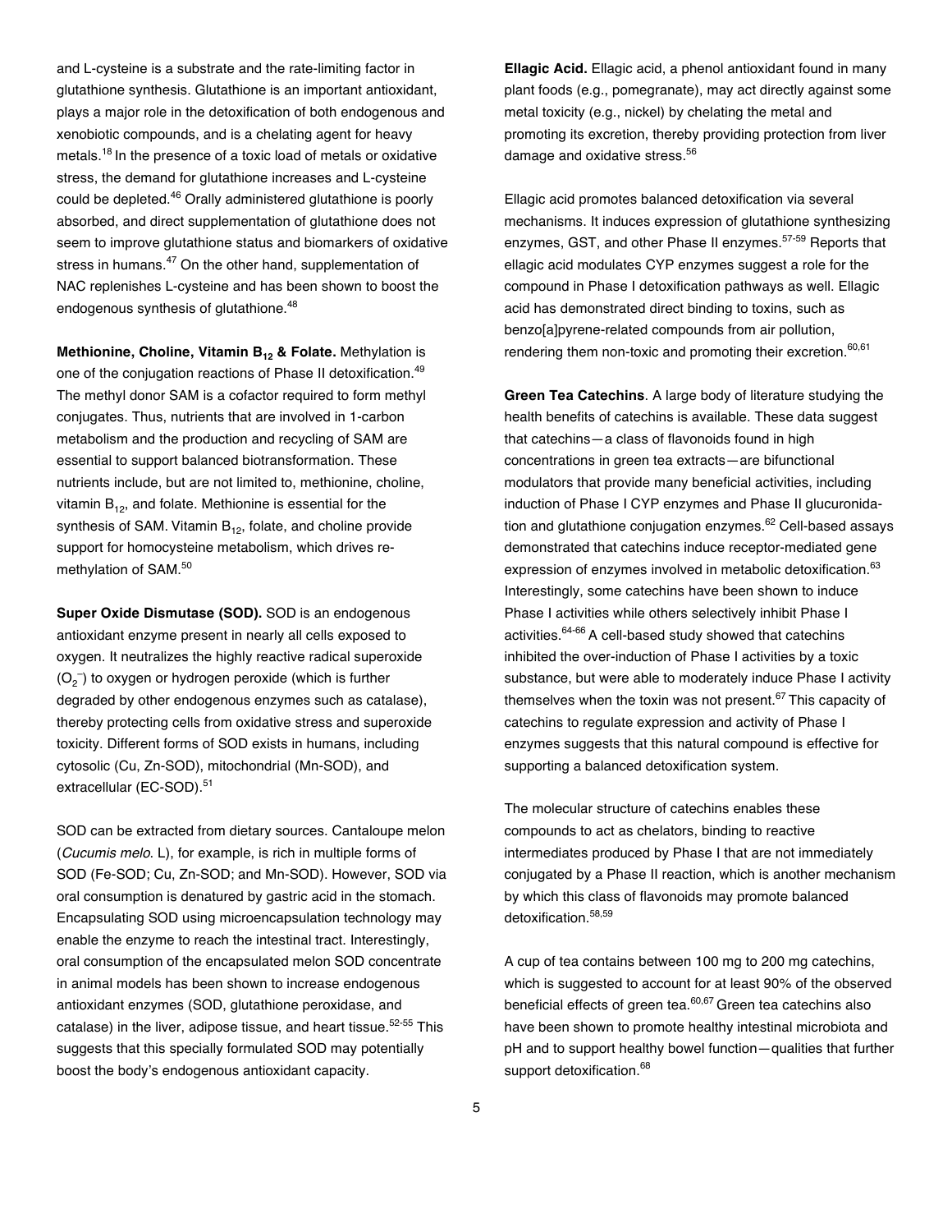and L-cysteine is a substrate and the rate-limiting factor in glutathione synthesis. Glutathione is an important antioxidant, plays a major role in the detoxification of both endogenous and xenobiotic compounds, and is a chelating agent for heavy metals.[18] In the presence of a toxic load of metals or oxidative stress, the demand for glutathione increases and L-cysteine could be depleted.[46] Orally administered glutathione is poorly absorbed, and direct supplementation of glutathione does not seem to improve glutathione status and biomarkers of oxidative stress in humans.[47] On the other hand, supplementation of NAC replenishes L-cysteine and has been shown to boost the endogenous synthesis of glutathione.[48]

**Methionine, Choline, Vitamin $B_{12}$ & Folate.** Methylation is one of the conjugation reactions of Phase II detoxification.[49] The methyl donor SAM is a cofactor required to form methyl conjugates. Thus, nutrients that are involved in 1-carbon metabolism and the production and recycling of SAM are essential to support balanced biotransformation. These nutrients include, but are not limited to, methionine, choline, vitamin $B_{12}$, and folate. Methionine is essential for the synthesis of SAM. Vitamin $B_{12}$, folate, and choline provide support for homocysteine metabolism, which drives re-methylation of SAM.[50]

**Super Oxide Dismutase (SOD).** SOD is an endogenous antioxidant enzyme present in nearly all cells exposed to oxygen. It neutralizes the highly reactive radical superoxide ($O_2^-$) to oxygen or hydrogen peroxide (which is further degraded by other endogenous enzymes such as catalase), thereby protecting cells from oxidative stress and superoxide toxicity. Different forms of SOD exists in humans, including cytosolic (Cu, Zn-SOD), mitochondrial (Mn-SOD), and extracellular (EC-SOD).[51]

SOD can be extracted from dietary sources. Cantaloupe melon (*Cucumis melo.* L), for example, is rich in multiple forms of SOD (Fe-SOD; Cu, Zn-SOD; and Mn-SOD). However, SOD via oral consumption is denatured by gastric acid in the stomach. Encapsulating SOD using microencapsulation technology may enable the enzyme to reach the intestinal tract. Interestingly, oral consumption of the encapsulated melon SOD concentrate in animal models has been shown to increase endogenous antioxidant enzymes (SOD, glutathione peroxidase, and catalase) in the liver, adipose tissue, and heart tissue.[52-55] This suggests that this specially formulated SOD may potentially boost the body's endogenous antioxidant capacity.

**Ellagic Acid.** Ellagic acid, a phenol antioxidant found in many plant foods (e.g., pomegranate), may act directly against some metal toxicity (e.g., nickel) by chelating the metal and promoting its excretion, thereby providing protection from liver damage and oxidative stress.[56]

Ellagic acid promotes balanced detoxification via several mechanisms. It induces expression of glutathione synthesizing enzymes, GST, and other Phase II enzymes.[57-59] Reports that ellagic acid modulates CYP enzymes suggest a role for the compound in Phase I detoxification pathways as well. Ellagic acid has demonstrated direct binding to toxins, such as benzo[a]pyrene-related compounds from air pollution, rendering them non-toxic and promoting their excretion.[60,61]

**Green Tea Catechins**. A large body of literature studying the health benefits of catechins is available. These data suggest that catechins—a class of flavonoids found in high concentrations in green tea extracts—are bifunctional modulators that provide many beneficial activities, including induction of Phase I CYP enzymes and Phase II glucuronidation and glutathione conjugation enzymes.[62] Cell-based assays demonstrated that catechins induce receptor-mediated gene expression of enzymes involved in metabolic detoxification.[63] Interestingly, some catechins have been shown to induce Phase I activities while others selectively inhibit Phase I activities.[64-66] A cell-based study showed that catechins inhibited the over-induction of Phase I activities by a toxic substance, but were able to moderately induce Phase I activity themselves when the toxin was not present.[67] This capacity of catechins to regulate expression and activity of Phase I enzymes suggests that this natural compound is effective for supporting a balanced detoxification system.

The molecular structure of catechins enables these compounds to act as chelators, binding to reactive intermediates produced by Phase I that are not immediately conjugated by a Phase II reaction, which is another mechanism by which this class of flavonoids may promote balanced detoxification.[58,59]

A cup of tea contains between 100 mg to 200 mg catechins, which is suggested to account for at least 90% of the observed beneficial effects of green tea.[60,67] Green tea catechins also have been shown to promote healthy intestinal microbiota and pH and to support healthy bowel function—qualities that further support detoxification.[68]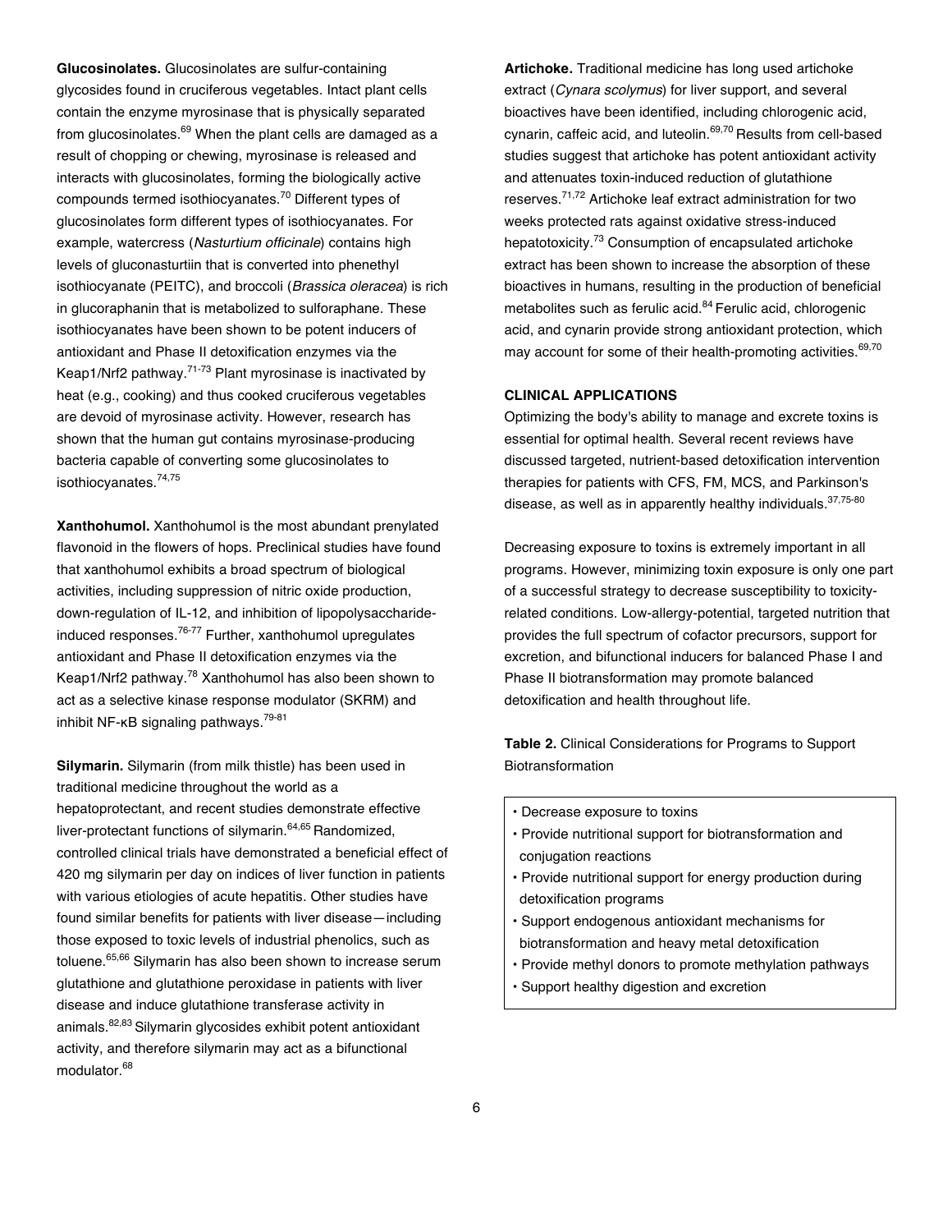**Glucosinolates.** Glucosinolates are sulfur-containing glycosides found in cruciferous vegetables. Intact plant cells contain the enzyme myrosinase that is physically separated from glucosinolates.[69] When the plant cells are damaged as a result of chopping or chewing, myrosinase is released and interacts with glucosinolates, forming the biologically active compounds termed isothiocyanates.[70] Different types of glucosinolates form different types of isothiocyanates. For example, watercress (*Nasturtium officinale*) contains high levels of gluconasturtiin that is converted into phenethyl isothiocyanate (PEITC), and broccoli (*Brassica oleracea*) is rich in glucoraphanin that is metabolized to sulforaphane. These isothiocyanates have been shown to be potent inducers of antioxidant and Phase II detoxification enzymes via the Keap1/Nrf2 pathway.[71-73] Plant myrosinase is inactivated by heat (e.g., cooking) and thus cooked cruciferous vegetables are devoid of myrosinase activity. However, research has shown that the human gut contains myrosinase-producing bacteria capable of converting some glucosinolates to isothiocyanates.[74,75]

**Xanthohumol.** Xanthohumol is the most abundant prenylated flavonoid in the flowers of hops. Preclinical studies have found that xanthohumol exhibits a broad spectrum of biological activities, including suppression of nitric oxide production, down-regulation of IL-12, and inhibition of lipopolysaccharide-induced responses.[76-77] Further, xanthohumol upregulates antioxidant and Phase II detoxification enzymes via the Keap1/Nrf2 pathway.[78] Xanthohumol has also been shown to act as a selective kinase response modulator (SKRM) and inhibit NF-κB signaling pathways.[79-81]

**Silymarin.** Silymarin (from milk thistle) has been used in traditional medicine throughout the world as a hepatoprotectant, and recent studies demonstrate effective liver-protectant functions of silymarin.[64,65] Randomized, controlled clinical trials have demonstrated a beneficial effect of 420 mg silymarin per day on indices of liver function in patients with various etiologies of acute hepatitis. Other studies have found similar benefits for patients with liver disease—including those exposed to toxic levels of industrial phenolics, such as toluene.[65,66] Silymarin has also been shown to increase serum glutathione and glutathione peroxidase in patients with liver disease and induce glutathione transferase activity in animals.[82,83] Silymarin glycosides exhibit potent antioxidant activity, and therefore silymarin may act as a bifunctional modulator.[68]

**Artichoke.** Traditional medicine has long used artichoke extract (*Cynara scolymus*) for liver support, and several bioactives have been identified, including chlorogenic acid, cynarin, caffeic acid, and luteolin.[69,70] Results from cell-based studies suggest that artichoke has potent antioxidant activity and attenuates toxin-induced reduction of glutathione reserves.[71,72] Artichoke leaf extract administration for two weeks protected rats against oxidative stress-induced hepatotoxicity.[73] Consumption of encapsulated artichoke extract has been shown to increase the absorption of these bioactives in humans, resulting in the production of beneficial metabolites such as ferulic acid.[84] Ferulic acid, chlorogenic acid, and cynarin provide strong antioxidant protection, which may account for some of their health-promoting activities.[69,70]

## CLINICAL APPLICATIONS

Optimizing the body's ability to manage and excrete toxins is essential for optimal health. Several recent reviews have discussed targeted, nutrient-based detoxification intervention therapies for patients with CFS, FM, MCS, and Parkinson's disease, as well as in apparently healthy individuals.[37,75-80]

Decreasing exposure to toxins is extremely important in all programs. However, minimizing toxin exposure is only one part of a successful strategy to decrease susceptibility to toxicity-related conditions. Low-allergy-potential, targeted nutrition that provides the full spectrum of cofactor precursors, support for excretion, and bifunctional inducers for balanced Phase I and Phase II biotransformation may promote balanced detoxification and health throughout life.

**Table 2.** Clinical Considerations for Programs to Support Biotransformation

- Decrease exposure to toxins
- Provide nutritional support for biotransformation and conjugation reactions
- Provide nutritional support for energy production during detoxification programs
- Support endogenous antioxidant mechanisms for biotransformation and heavy metal detoxification
- Provide methyl donors to promote methylation pathways
- Support healthy digestion and excretion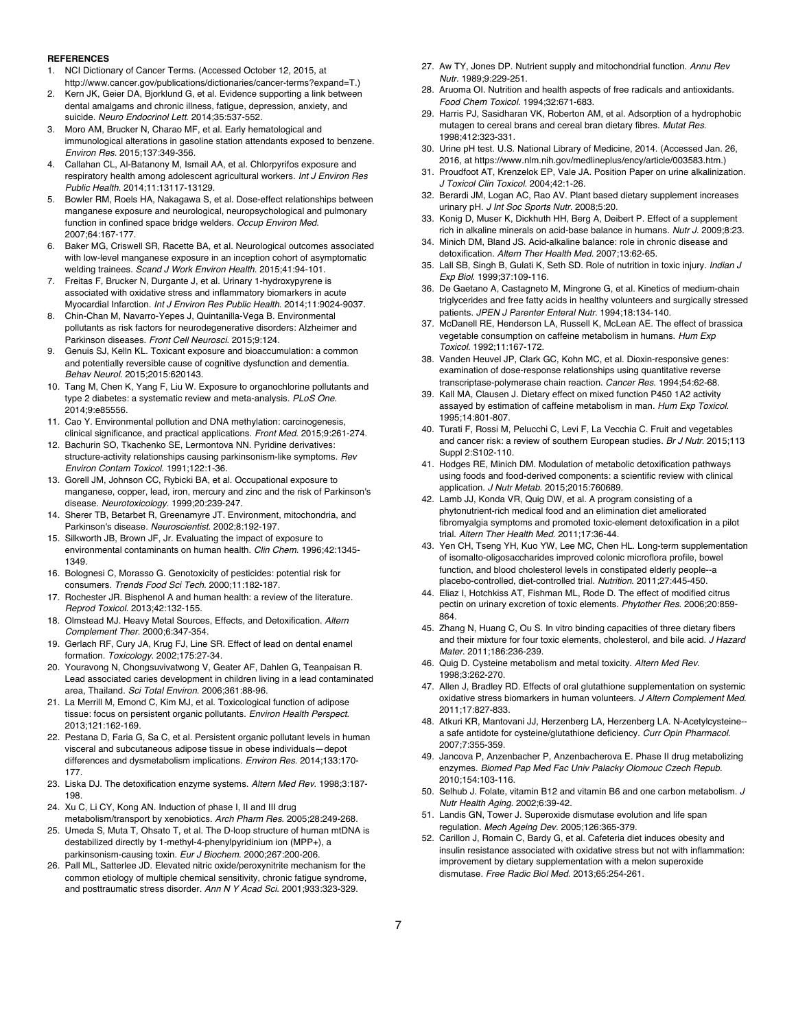## REFERENCES

1. NCI Dictionary of Cancer Terms. (Accessed October 12, 2015, at http://www.cancer.gov/publications/dictionaries/cancer-terms?expand=T.)
2. Kern JK, Geier DA, Bjorklund G, et al. Evidence supporting a link between dental amalgams and chronic illness, fatigue, depression, anxiety, and suicide. *Neuro Endocrinol Lett.* 2014;35:537-552.
3. Moro AM, Brucker N, Charao MF, et al. Early hematological and immunological alterations in gasoline station attendants exposed to benzene. *Environ Res.* 2015;137:349-356.
4. Callahan CL, Al-Batanony M, Ismail AA, et al. Chlorpyrifos exposure and respiratory health among adolescent agricultural workers. *Int J Environ Res Public Health.* 2014;11:13117-13129.
5. Bowler RM, Roels HA, Nakagawa S, et al. Dose-effect relationships between manganese exposure and neurological, neuropsychological and pulmonary function in confined space bridge welders. *Occup Environ Med.* 2007;64:167-177.
6. Baker MG, Criswell SR, Racette BA, et al. Neurological outcomes associated with low-level manganese exposure in an inception cohort of asymptomatic welding trainees. *Scand J Work Environ Health.* 2015;41:94-101.
7. Freitas F, Brucker N, Durgante J, et al. Urinary 1-hydroxypyrene is associated with oxidative stress and inflammatory biomarkers in acute Myocardial Infarction. *Int J Environ Res Public Health.* 2014;11:9024-9037.
8. Chin-Chan M, Navarro-Yepes J, Quintanilla-Vega B. Environmental pollutants as risk factors for neurodegenerative disorders: Alzheimer and Parkinson diseases. *Front Cell Neurosci.* 2015;9:124.
9. Genuis SJ, Kelln KL. Toxicant exposure and bioaccumulation: a common and potentially reversible cause of cognitive dysfunction and dementia. *Behav Neurol.* 2015;2015:620143.
10. Tang M, Chen K, Yang F, Liu W. Exposure to organochlorine pollutants and type 2 diabetes: a systematic review and meta-analysis. *PLoS One.* 2014;9:e85556.
11. Cao Y. Environmental pollution and DNA methylation: carcinogenesis, clinical significance, and practical applications. *Front Med.* 2015;9:261-274.
12. Bachurin SO, Tkachenko SE, Lermontova NN. Pyridine derivatives: structure-activity relationships causing parkinsonism-like symptoms. *Rev Environ Contam Toxicol.* 1991;122:1-36.
13. Gorell JM, Johnson CC, Rybicki BA, et al. Occupational exposure to manganese, copper, lead, iron, mercury and zinc and the risk of Parkinson's disease. *Neurotoxicology.* 1999;20:239-247.
14. Sherer TB, Betarbet R, Greenamyre JT. Environment, mitochondria, and Parkinson's disease. *Neuroscientist.* 2002;8:192-197.
15. Silkworth JB, Brown JF, Jr. Evaluating the impact of exposure to environmental contaminants on human health. *Clin Chem.* 1996;42:1345-1349.
16. Bolognesi C, Morasso G. Genotoxicity of pesticides: potential risk for consumers. *Trends Food Sci Tech.* 2000;11:182-187.
17. Rochester JR. Bisphenol A and human health: a review of the literature. *Reprod Toxicol.* 2013;42:132-155.
18. Olmstead MJ. Heavy Metal Sources, Effects, and Detoxification. *Altern Complement Ther.* 2000;6:347-354.
19. Gerlach RF, Cury JA, Krug FJ, Line SR. Effect of lead on dental enamel formation. *Toxicology.* 2002;175:27-34.
20. Youravong N, Chongsuvivatwong V, Geater AF, Dahlen G, Teanpaisan R. Lead associated caries development in children living in a lead contaminated area, Thailand. *Sci Total Environ.* 2006;361:88-96.
21. La Merrill M, Emond C, Kim MJ, et al. Toxicological function of adipose tissue: focus on persistent organic pollutants. *Environ Health Perspect.* 2013;121:162-169.
22. Pestana D, Faria G, Sa C, et al. Persistent organic pollutant levels in human visceral and subcutaneous adipose tissue in obese individuals—depot differences and dysmetabolism implications. *Environ Res.* 2014;133:170-177.
23. Liska DJ. The detoxification enzyme systems. *Altern Med Rev.* 1998;3:187-198.
24. Xu C, Li CY, Kong AN. Induction of phase I, II and III drug metabolism/transport by xenobiotics. *Arch Pharm Res.* 2005;28:249-268.
25. Umeda S, Muta T, Ohsato T, et al. The D-loop structure of human mtDNA is destabilized directly by 1-methyl-4-phenylpyridinium ion (MPP+), a parkinsonism-causing toxin. *Eur J Biochem.* 2000;267:200-206.
26. Pall ML, Satterlee JD. Elevated nitric oxide/peroxynitrite mechanism for the common etiology of multiple chemical sensitivity, chronic fatigue syndrome, and posttraumatic stress disorder. *Ann N Y Acad Sci.* 2001;933:323-329.
27. Aw TY, Jones DP. Nutrient supply and mitochondrial function. *Annu Rev Nutr.* 1989;9:229-251.
28. Aruoma OI. Nutrition and health aspects of free radicals and antioxidants. *Food Chem Toxicol.* 1994;32:671-683.
29. Harris PJ, Sidharan VK, Roberton AM, et al. Adsorption of a hydrophobic mutagen to cereal brans and cereal bran dietary fibres. *Mutat Res.* 1998;412:323-331.
30. Urine pH test. U.S. National Library of Medicine, 2014. (Accessed Jan. 26, 2016, at https://www.nlm.nih.gov/medlineplus/ency/article/003583.htm.)
31. Proudfoot AT, Krenzelok EP, Vale JA. Position Paper on urine alkalinization. *J Toxicol Clin Toxicol.* 2004;42:1-26.
32. Berardi JM, Logan AC, Rao AV. Plant based dietary supplement increases urinary pH. *J Int Soc Sports Nutr.* 2008;5:20.
33. Konig D, Muser K, Dickhuth HH, Berg A, Deibert P. Effect of a supplement rich in alkaline minerals on acid-base balance in humans. *Nutr J.* 2009;8:23.
34. Minich DM, Bland JS. Acid-alkaline balance: role in chronic disease and detoxification. *Altern Ther Health Med.* 2007;13:62-65.
35. Lall SB, Singh B, Gulati K, Seth SD. Role of nutrition in toxic injury. *Indian J Exp Biol.* 1999;37:109-116.
36. De Gaetano A, Castagneto M, Mingrone G, et al. Kinetics of medium-chain triglycerides and free fatty acids in healthy volunteers and surgically stressed patients. *JPEN J Parenter Enteral Nutr.* 1994;18:134-140.
37. McDanell RE, Henderson LA, Russell K, McLean AE. The effect of brassica vegetable consumption on caffeine metabolism in humans. *Hum Exp Toxicol.* 1992;11:167-172.
38. Vanden Heuvel JP, Clark GC, Kohn MC, et al. Dioxin-responsive genes: examination of dose-response relationships using quantitative reverse transcriptase-polymerase chain reaction. *Cancer Res.* 1994;54:62-68.
39. Kall MA, Clausen J. Dietary effect on mixed function P450 1A2 activity assayed by estimation of caffeine metabolism in man. *Hum Exp Toxicol.* 1995;14:801-807.
40. Turati F, Rossi M, Pelucchi C, Levi F, La Vecchia C. Fruit and vegetables and cancer risk: a review of southern European studies. *Br J Nutr.* 2015;113 Suppl 2:S102-110.
41. Hodges RE, Minich DM. Modulation of metabolic detoxification pathways using foods and food-derived components: a scientific review with clinical application. *J Nutr Metab.* 2015;2015:760689.
42. Lamb JJ, Konda VR, Quig DW, et al. A program consisting of a phytonutrient-rich medical food and an elimination diet ameliorated fibromyalgia symptoms and promoted toxic-element detoxification in a pilot trial. *Altern Ther Health Med.* 2011;17:36-44.
43. Yen CH, Tseng YH, Kuo YW, Lee MC, Chen HL. Long-term supplementation of isomalto-oligosaccharides improved colonic microflora profile, bowel function, and blood cholesterol levels in constipated elderly people--a placebo-controlled, diet-controlled trial. *Nutrition.* 2011;27:445-450.
44. Eliaz I, Hotchkiss AT, Fishman ML, Rode D. The effect of modified citrus pectin on urinary excretion of toxic elements. *Phytother Res.* 2006;20:859-864.
45. Zhang N, Huang C, Ou S. In vitro binding capacities of three dietary fibers and their mixture for four toxic elements, cholesterol, and bile acid. *J Hazard Mater.* 2011;186:236-239.
46. Quig D. Cysteine metabolism and metal toxicity. *Altern Med Rev.* 1998;3:262-270.
47. Allen J, Bradley RD. Effects of oral glutathione supplementation on systemic oxidative stress biomarkers in human volunteers. *J Altern Complement Med.* 2011;17:827-833.
48. Atkuri KR, Mantovani JJ, Herzenberg LA, Herzenberg LA. N-Acetylcysteine--a safe antidote for cysteine/glutathione deficiency. *Curr Opin Pharmacol.* 2007;7:355-359.
49. Jancova P, Anzenbacher P, Anzenbacherova E. Phase II drug metabolizing enzymes. *Biomed Pap Med Fac Univ Palacky Olomouc Czech Repub.* 2010;154:103-116.
50. Selhub J. Folate, vitamin B12 and vitamin B6 and one carbon metabolism. *J Nutr Health Aging.* 2002;6:39-42.
51. Landis GN, Tower J. Superoxide dismutase evolution and life span regulation. *Mech Ageing Dev.* 2005;126:365-379.
52. Carillon J, Romain C, Bardy G, et al. Cafeteria diet induces obesity and insulin resistance associated with oxidative stress but not with inflammation: improvement by dietary supplementation with a melon superoxide dismutase. *Free Radic Biol Med.* 2013;65:254-261.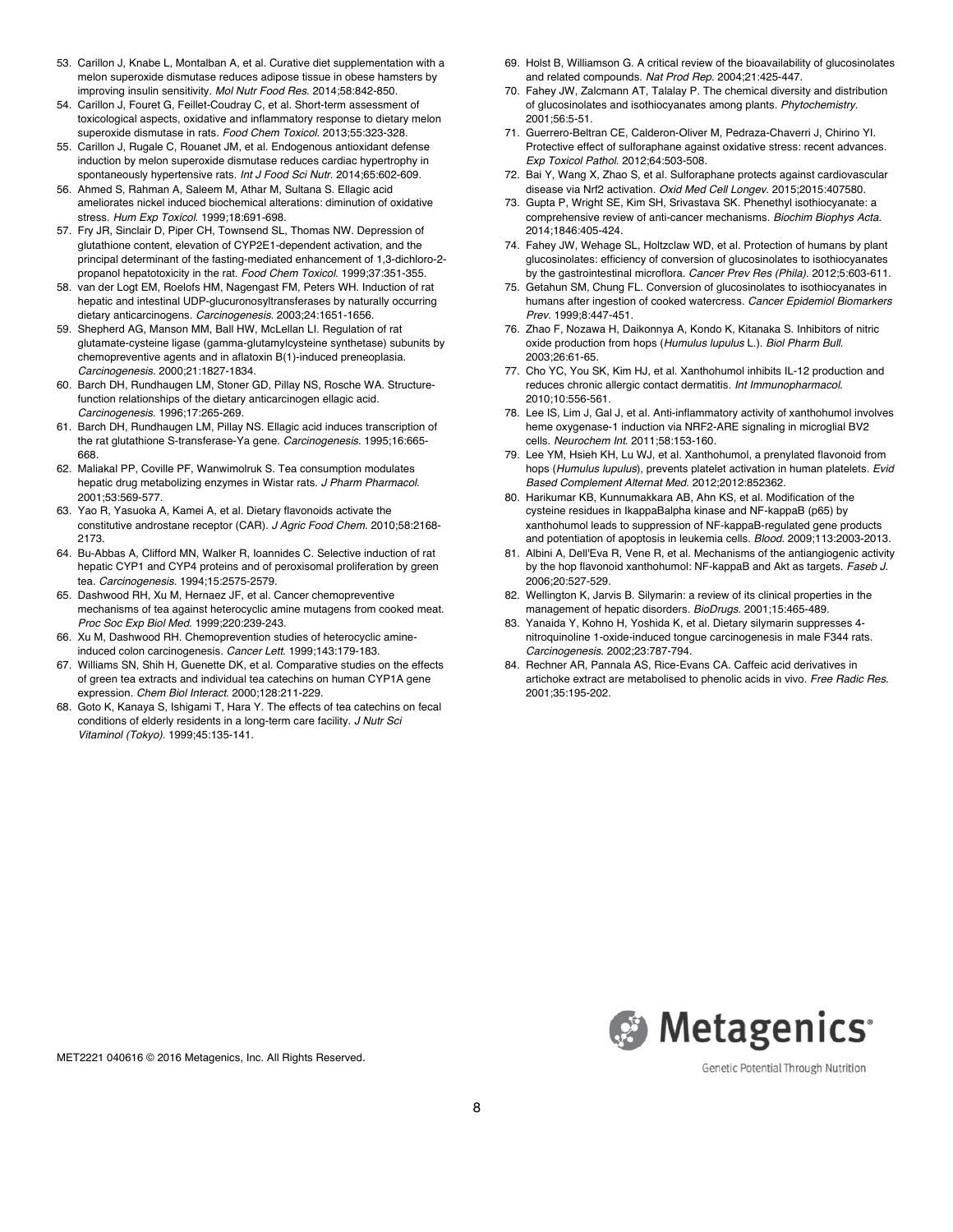53. Carillon J, Knabe L, Montalban A, et al. Curative diet supplementation with a melon superoxide dismutase reduces adipose tissue in obese hamsters by improving insulin sensitivity. *Mol Nutr Food Res*. 2014;58:842-850.
54. Carillon J, Fouret G, Feillet-Coudray C, et al. Short-term assessment of toxicological aspects, oxidative and inflammatory response to dietary melon superoxide dismutase in rats. *Food Chem Toxicol*. 2013;55:323-328.
55. Carillon J, Rugale C, Rouanet JM, et al. Endogenous antioxidant defense induction by melon superoxide dismutase reduces cardiac hypertrophy in spontaneously hypertensive rats. *Int J Food Sci Nutr*. 2014;65:602-609.
56. Ahmed S, Rahman A, Saleem M, Athar M, Sultana S. Ellagic acid ameliorates nickel induced biochemical alterations: diminution of oxidative stress. *Hum Exp Toxicol*. 1999;18:691-698.
57. Fry JR, Sinclair D, Piper CH, Townsend SL, Thomas NW. Depression of glutathione content, elevation of CYP2E1-dependent activation, and the principal determinant of the fasting-mediated enhancement of 1,3-dichloro-2-propanol hepatotoxicity in the rat. *Food Chem Toxicol*. 1999;37:351-355.
58. van der Logt EM, Roelofs HM, Nagengast FM, Peters WH. Induction of rat hepatic and intestinal UDP-glucuronosyltransferases by naturally occurring dietary anticarcinogens. *Carcinogenesis*. 2003;24:1651-1656.
59. Shepherd AG, Manson MM, Ball HW, McLellan LI. Regulation of rat glutamate-cysteine ligase (gamma-glutamylcysteine synthetase) subunits by chemopreventive agents and in aflatoxin B(1)-induced preneoplasia. *Carcinogenesis*. 2000;21:1827-1834.
60. Barch DH, Rundhaugen LM, Stoner GD, Pillay NS, Rosche WA. Structure-function relationships of the dietary anticarcinogen ellagic acid. *Carcinogenesis*. 1996;17:265-269.
61. Barch DH, Rundhaugen LM, Pillay NS. Ellagic acid induces transcription of the rat glutathione S-transferase-Ya gene. *Carcinogenesis*. 1995;16:665-668.
62. Maliakal PP, Coville PF, Wanwimolruk S. Tea consumption modulates hepatic drug metabolizing enzymes in Wistar rats. *J Pharm Pharmacol*. 2001;53:569-577.
63. Yao R, Yasuoka A, Kamei A, et al. Dietary flavonoids activate the constitutive androstane receptor (CAR). *J Agric Food Chem*. 2010;58:2168-2173.
64. Bu-Abbas A, Clifford MN, Walker R, Ioannides C. Selective induction of rat hepatic CYP1 and CYP4 proteins and of peroxisomal proliferation by green tea. *Carcinogenesis*. 1994;15:2575-2579.
65. Dashwood RH, Xu M, Hernaez JF, et al. Cancer chemopreventive mechanisms of tea against heterocyclic amine mutagens from cooked meat. *Proc Soc Exp Biol Med*. 1999;220:239-243.
66. Xu M, Dashwood RH. Chemoprevention studies of heterocyclic amine-induced colon carcinogenesis. *Cancer Lett*. 1999;143:179-183.
67. Williams SN, Shih H, Guenette DK, et al. Comparative studies on the effects of green tea extracts and individual tea catechins on human CYP1A gene expression. *Chem Biol Interact*. 2000;128:211-229.
68. Goto K, Kanaya S, Ishigami T, Hara Y. The effects of tea catechins on fecal conditions of elderly residents in a long-term care facility. *J Nutr Sci Vitaminol (Tokyo)*. 1999;45:135-141.
69. Holst B, Williamson G. A critical review of the bioavailability of glucosinolates and related compounds. *Nat Prod Rep*. 2004;21:425-447.
70. Fahey JW, Zalcmann AT, Talalay P. The chemical diversity and distribution of glucosinolates and isothiocyanates among plants. *Phytochemistry*. 2001;56:5-51.
71. Guerrero-Beltran CE, Calderon-Oliver M, Pedraza-Chaverri J, Chirino YI. Protective effect of sulforaphane against oxidative stress: recent advances. *Exp Toxicol Pathol*. 2012;64:503-508.
72. Bai Y, Wang X, Zhao S, et al. Sulforaphane protects against cardiovascular disease via Nrf2 activation. *Oxid Med Cell Longev*. 2015;2015:407580.
73. Gupta P, Wright SE, Kim SH, Srivastava SK. Phenethyl isothiocyanate: a comprehensive review of anti-cancer mechanisms. *Biochim Biophys Acta*. 2014;1846:405-424.
74. Fahey JW, Wehage SL, Holtzclaw WD, et al. Protection of humans by plant glucosinolates: efficiency of conversion of glucosinolates to isothiocyanates by the gastrointestinal microflora. *Cancer Prev Res (Phila)*. 2012;5:603-611.
75. Getahun SM, Chung FL. Conversion of glucosinolates to isothiocyanates in humans after ingestion of cooked watercress. *Cancer Epidemiol Biomarkers Prev*. 1999;8:447-451.
76. Zhao F, Nozawa H, Daikonnya A, Kondo K, Kitanaka S. Inhibitors of nitric oxide production from hops (*Humulus lupulus* L.). *Biol Pharm Bull*. 2003;26:61-65.
77. Cho YC, You SK, Kim HJ, et al. Xanthohumol inhibits IL-12 production and reduces chronic allergic contact dermatitis. *Int Immunopharmacol*. 2010;10:556-561.
78. Lee IS, Lim J, Gal J, et al. Anti-inflammatory activity of xanthohumol involves heme oxygenase-1 induction via NRF2-ARE signaling in microglial BV2 cells. *Neurochem Int*. 2011;58:153-160.
79. Lee YM, Hsieh KH, Lu WJ, et al. Xanthohumol, a prenylated flavonoid from hops (*Humulus lupulus*), prevents platelet activation in human platelets. *Evid Based Complement Alternat Med*. 2012;2012:852362.
80. Harikumar KB, Kunnumakkara AB, Ahn KS, et al. Modification of the cysteine residues in IkappaBalpha kinase and NF-kappaB (p65) by xanthohumol leads to suppression of NF-kappaB-regulated gene products and potentiation of apoptosis in leukemia cells. *Blood*. 2009;113:2003-2013.
81. Albini A, Dell'Eva R, Vene R, et al. Mechanisms of the antiangiogenic activity by the hop flavonoid xanthohumol: NF-kappaB and Akt as targets. *Faseb J*. 2006;20:527-529.
82. Wellington K, Jarvis B. Silymarin: a review of its clinical properties in the management of hepatic disorders. *BioDrugs*. 2001;15:465-489.
83. Yanaida Y, Kohno H, Yoshida K, et al. Dietary silymarin suppresses 4-nitroquinoline 1-oxide-induced tongue carcinogenesis in male F344 rats. *Carcinogenesis*. 2002;23:787-794.
84. Rechner AR, Pannala AS, Rice-Evans CA. Caffeic acid derivatives in artichoke extract are metabolised to phenolic acids in vivo. *Free Radic Res*. 2001;35:195-202.

MET2221 040616 © 2016 Metagenics, Inc. All Rights Reserved.

Metagenics®

Genetic Potential Through Nutrition